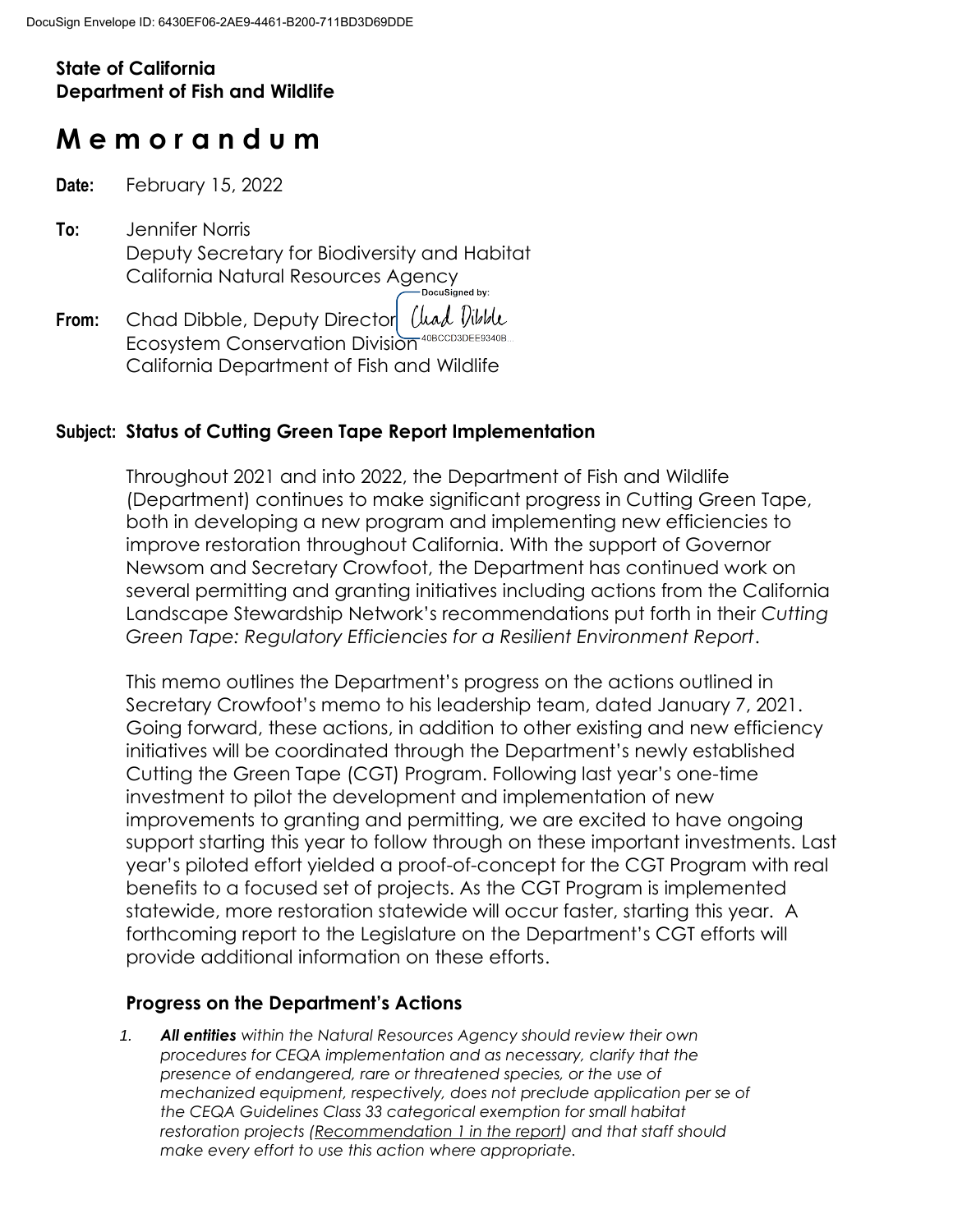**State of California**
**Department of Fish and Wildlife**

# M e m o r a n d u m

**Date:** February 15, 2022

**To:** Jennifer Norris
Deputy Secretary for Biodiversity and Habitat
California Natural Resources Agency

**From:** Chad Dibble, Deputy Director
Ecosystem Conservation Division
California Department of Fish and Wildlife

**Subject: Status of Cutting Green Tape Report Implementation**

Throughout 2021 and into 2022, the Department of Fish and Wildlife (Department) continues to make significant progress in Cutting Green Tape, both in developing a new program and implementing new efficiencies to improve restoration throughout California. With the support of Governor Newsom and Secretary Crowfoot, the Department has continued work on several permitting and granting initiatives including actions from the California Landscape Stewardship Network's recommendations put forth in their *Cutting Green Tape: Regulatory Efficiencies for a Resilient Environment Report*.

This memo outlines the Department's progress on the actions outlined in Secretary Crowfoot's memo to his leadership team, dated January 7, 2021. Going forward, these actions, in addition to other existing and new efficiency initiatives will be coordinated through the Department's newly established Cutting the Green Tape (CGT) Program. Following last year's one-time investment to pilot the development and implementation of new improvements to granting and permitting, we are excited to have ongoing support starting this year to follow through on these important investments. Last year's piloted effort yielded a proof-of-concept for the CGT Program with real benefits to a focused set of projects. As the CGT Program is implemented statewide, more restoration statewide will occur faster, starting this year. A forthcoming report to the Legislature on the Department's CGT efforts will provide additional information on these efforts.

## Progress on the Department's Actions

1. ***All entities*** *within the Natural Resources Agency should review their own procedures for CEQA implementation and as necessary, clarify that the presence of endangered, rare or threatened species, or the use of mechanized equipment, respectively, does not preclude application per se of the CEQA Guidelines Class 33 categorical exemption for small habitat restoration projects (Recommendation 1 in the report) and that staff should make every effort to use this action where appropriate.*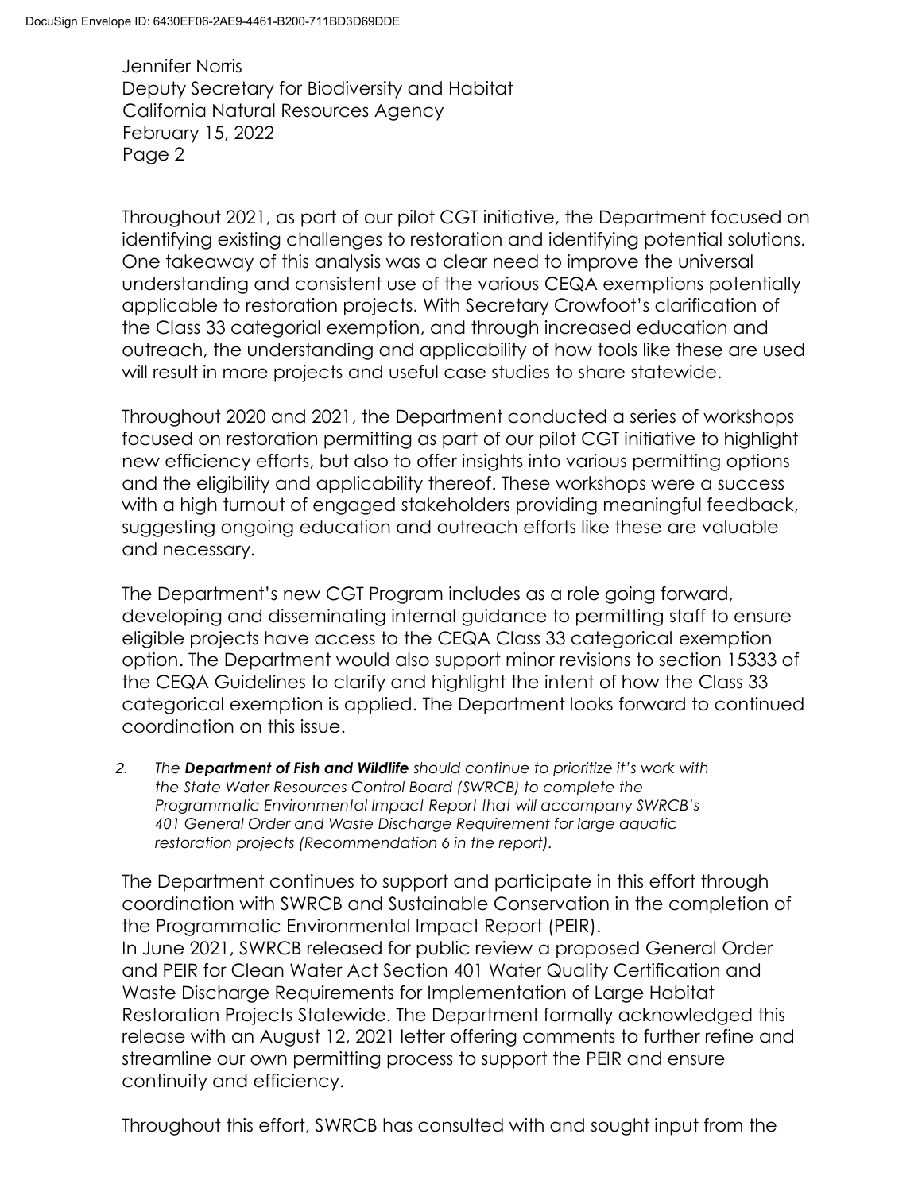Throughout 2021, as part of our pilot CGT initiative, the Department focused on identifying existing challenges to restoration and identifying potential solutions. One takeaway of this analysis was a clear need to improve the universal understanding and consistent use of the various CEQA exemptions potentially applicable to restoration projects. With Secretary Crowfoot's clarification of the Class 33 categorial exemption, and through increased education and outreach, the understanding and applicability of how tools like these are used will result in more projects and useful case studies to share statewide.

Throughout 2020 and 2021, the Department conducted a series of workshops focused on restoration permitting as part of our pilot CGT initiative to highlight new efficiency efforts, but also to offer insights into various permitting options and the eligibility and applicability thereof. These workshops were a success with a high turnout of engaged stakeholders providing meaningful feedback, suggesting ongoing education and outreach efforts like these are valuable and necessary.

The Department's new CGT Program includes as a role going forward, developing and disseminating internal guidance to permitting staff to ensure eligible projects have access to the CEQA Class 33 categorical exemption option. The Department would also support minor revisions to section 15333 of the CEQA Guidelines to clarify and highlight the intent of how the Class 33 categorical exemption is applied. The Department looks forward to continued coordination on this issue.

2. *The **Department of Fish and Wildlife** should continue to prioritize it's work with the State Water Resources Control Board (SWRCB) to complete the Programmatic Environmental Impact Report that will accompany SWRCB's 401 General Order and Waste Discharge Requirement for large aquatic restoration projects (Recommendation 6 in the report).*

The Department continues to support and participate in this effort through coordination with SWRCB and Sustainable Conservation in the completion of the Programmatic Environmental Impact Report (PEIR).
In June 2021, SWRCB released for public review a proposed General Order and PEIR for Clean Water Act Section 401 Water Quality Certification and Waste Discharge Requirements for Implementation of Large Habitat Restoration Projects Statewide. The Department formally acknowledged this release with an August 12, 2021 letter offering comments to further refine and streamline our own permitting process to support the PEIR and ensure continuity and efficiency.

Throughout this effort, SWRCB has consulted with and sought input from the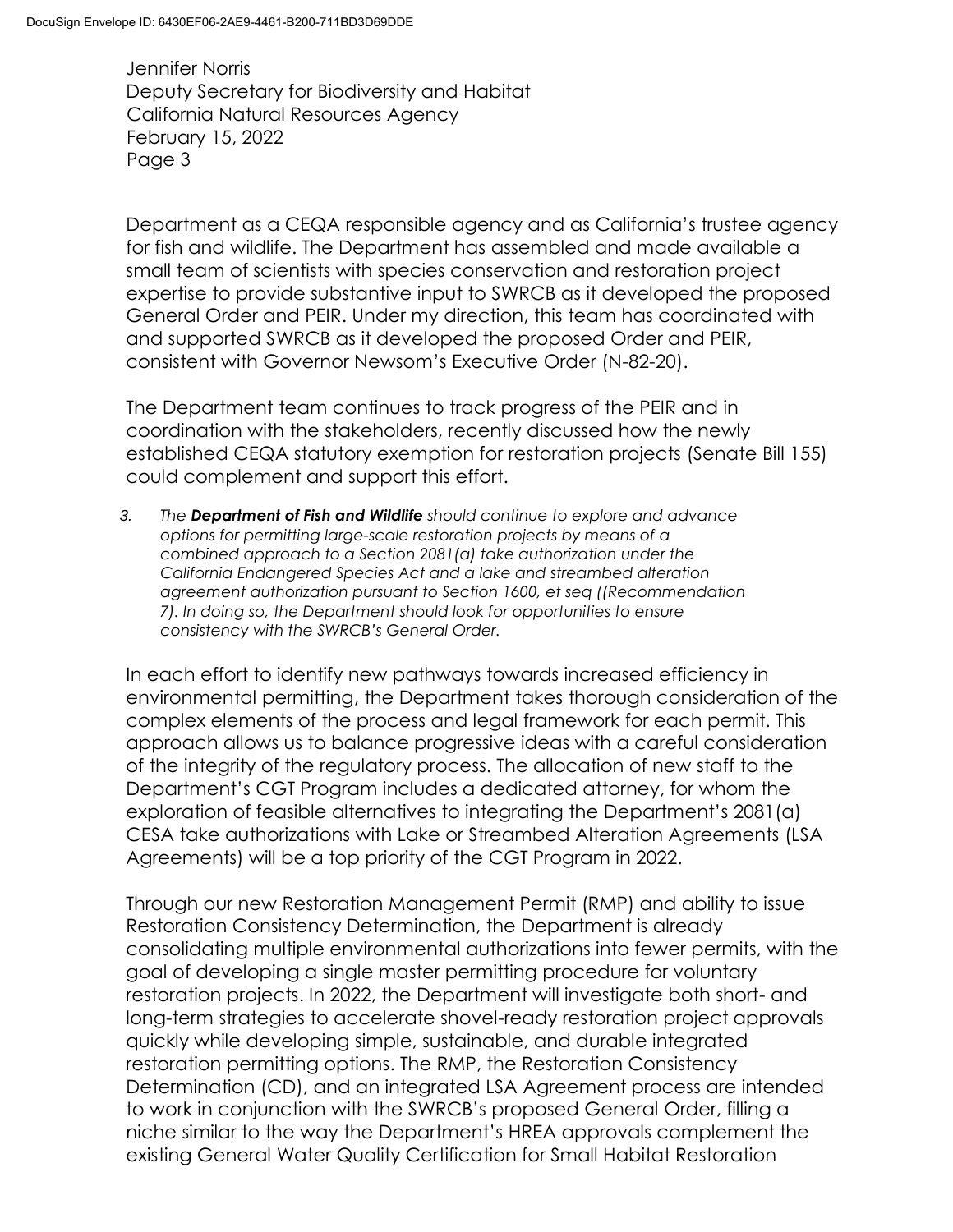Department as a CEQA responsible agency and as California's trustee agency for fish and wildlife. The Department has assembled and made available a small team of scientists with species conservation and restoration project expertise to provide substantive input to SWRCB as it developed the proposed General Order and PEIR. Under my direction, this team has coordinated with and supported SWRCB as it developed the proposed Order and PEIR, consistent with Governor Newsom's Executive Order (N-82-20).

The Department team continues to track progress of the PEIR and in coordination with the stakeholders, recently discussed how the newly established CEQA statutory exemption for restoration projects (Senate Bill 155) could complement and support this effort.

3. *The **Department of Fish and Wildlife** should continue to explore and advance options for permitting large-scale restoration projects by means of a combined approach to a Section 2081(a) take authorization under the California Endangered Species Act and a lake and streambed alteration agreement authorization pursuant to Section 1600, et seq ((Recommendation 7). In doing so, the Department should look for opportunities to ensure consistency with the SWRCB's General Order.*

In each effort to identify new pathways towards increased efficiency in environmental permitting, the Department takes thorough consideration of the complex elements of the process and legal framework for each permit. This approach allows us to balance progressive ideas with a careful consideration of the integrity of the regulatory process. The allocation of new staff to the Department's CGT Program includes a dedicated attorney, for whom the exploration of feasible alternatives to integrating the Department's 2081(a) CESA take authorizations with Lake or Streambed Alteration Agreements (LSA Agreements) will be a top priority of the CGT Program in 2022.

Through our new Restoration Management Permit (RMP) and ability to issue Restoration Consistency Determination, the Department is already consolidating multiple environmental authorizations into fewer permits, with the goal of developing a single master permitting procedure for voluntary restoration projects. In 2022, the Department will investigate both short- and long-term strategies to accelerate shovel-ready restoration project approvals quickly while developing simple, sustainable, and durable integrated restoration permitting options. The RMP, the Restoration Consistency Determination (CD), and an integrated LSA Agreement process are intended to work in conjunction with the SWRCB's proposed General Order, filling a niche similar to the way the Department's HREA approvals complement the existing General Water Quality Certification for Small Habitat Restoration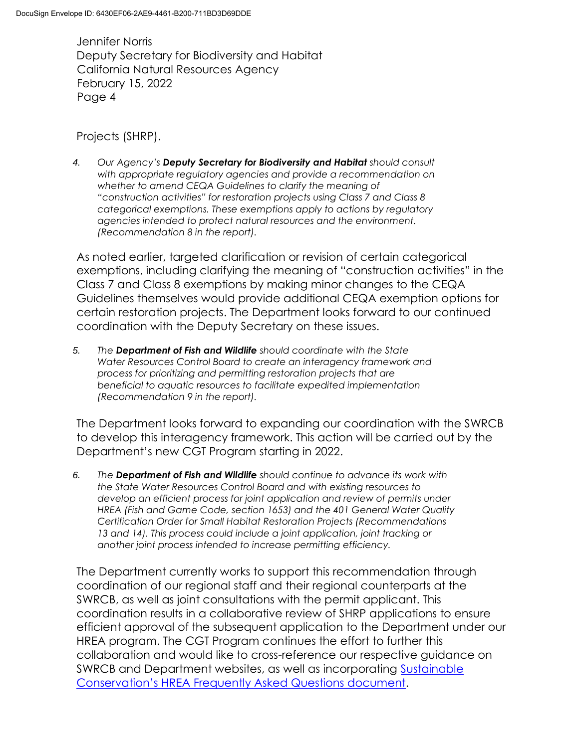Projects (SHRP).

4. *Our Agency's **Deputy Secretary for Biodiversity and Habitat** should consult with appropriate regulatory agencies and provide a recommendation on whether to amend CEQA Guidelines to clarify the meaning of "construction activities" for restoration projects using Class 7 and Class 8 categorical exemptions. These exemptions apply to actions by regulatory agencies intended to protect natural resources and the environment. (Recommendation 8 in the report).*

As noted earlier, targeted clarification or revision of certain categorical exemptions, including clarifying the meaning of "construction activities" in the Class 7 and Class 8 exemptions by making minor changes to the CEQA Guidelines themselves would provide additional CEQA exemption options for certain restoration projects. The Department looks forward to our continued coordination with the Deputy Secretary on these issues.

5. *The **Department of Fish and Wildlife** should coordinate with the State Water Resources Control Board to create an interagency framework and process for prioritizing and permitting restoration projects that are beneficial to aquatic resources to facilitate expedited implementation (Recommendation 9 in the report).*

The Department looks forward to expanding our coordination with the SWRCB to develop this interagency framework. This action will be carried out by the Department's new CGT Program starting in 2022.

6. *The **Department of Fish and Wildlife** should continue to advance its work with the State Water Resources Control Board and with existing resources to develop an efficient process for joint application and review of permits under HREA (Fish and Game Code, section 1653) and the 401 General Water Quality Certification Order for Small Habitat Restoration Projects (Recommendations 13 and 14). This process could include a joint application, joint tracking or another joint process intended to increase permitting efficiency.*

The Department currently works to support this recommendation through coordination of our regional staff and their regional counterparts at the SWRCB, as well as joint consultations with the permit applicant. This coordination results in a collaborative review of SHRP applications to ensure efficient approval of the subsequent application to the Department under our HREA program. The CGT Program continues the effort to further this collaboration and would like to cross-reference our respective guidance on SWRCB and Department websites, as well as incorporating Sustainable Conservation's HREA Frequently Asked Questions document.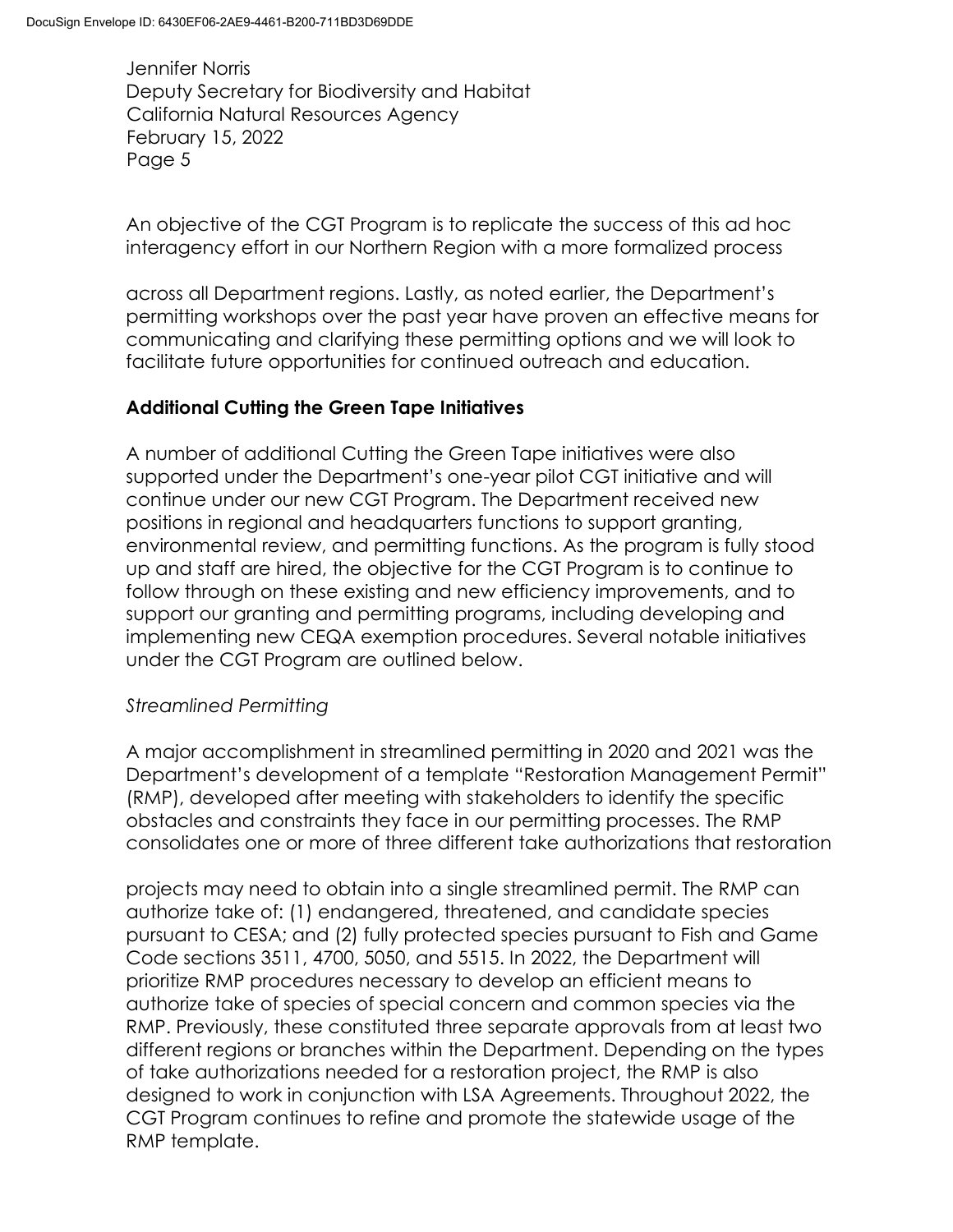Jennifer Norris
Deputy Secretary for Biodiversity and Habitat
California Natural Resources Agency
February 15, 2022
Page 5

An objective of the CGT Program is to replicate the success of this ad hoc interagency effort in our Northern Region with a more formalized process across all Department regions. Lastly, as noted earlier, the Department's permitting workshops over the past year have proven an effective means for communicating and clarifying these permitting options and we will look to facilitate future opportunities for continued outreach and education.

**Additional Cutting the Green Tape Initiatives**

A number of additional Cutting the Green Tape initiatives were also supported under the Department's one-year pilot CGT initiative and will continue under our new CGT Program. The Department received new positions in regional and headquarters functions to support granting, environmental review, and permitting functions. As the program is fully stood up and staff are hired, the objective for the CGT Program is to continue to follow through on these existing and new efficiency improvements, and to support our granting and permitting programs, including developing and implementing new CEQA exemption procedures. Several notable initiatives under the CGT Program are outlined below.

*Streamlined Permitting*

A major accomplishment in streamlined permitting in 2020 and 2021 was the Department's development of a template "Restoration Management Permit" (RMP), developed after meeting with stakeholders to identify the specific obstacles and constraints they face in our permitting processes. The RMP consolidates one or more of three different take authorizations that restoration projects may need to obtain into a single streamlined permit. The RMP can authorize take of: (1) endangered, threatened, and candidate species pursuant to CESA; and (2) fully protected species pursuant to Fish and Game Code sections 3511, 4700, 5050, and 5515. In 2022, the Department will prioritize RMP procedures necessary to develop an efficient means to authorize take of species of special concern and common species via the RMP. Previously, these constituted three separate approvals from at least two different regions or branches within the Department. Depending on the types of take authorizations needed for a restoration project, the RMP is also designed to work in conjunction with LSA Agreements. Throughout 2022, the CGT Program continues to refine and promote the statewide usage of the RMP template.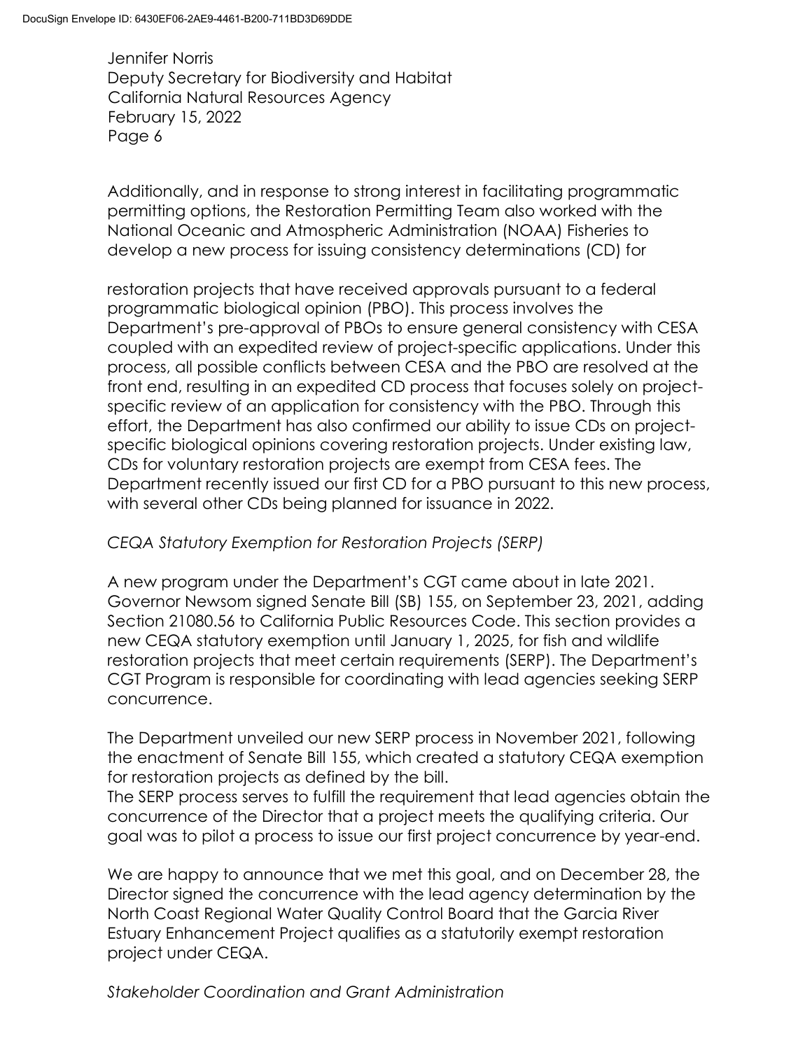Additionally, and in response to strong interest in facilitating programmatic permitting options, the Restoration Permitting Team also worked with the National Oceanic and Atmospheric Administration (NOAA) Fisheries to develop a new process for issuing consistency determinations (CD) for

restoration projects that have received approvals pursuant to a federal programmatic biological opinion (PBO). This process involves the Department's pre-approval of PBOs to ensure general consistency with CESA coupled with an expedited review of project-specific applications. Under this process, all possible conflicts between CESA and the PBO are resolved at the front end, resulting in an expedited CD process that focuses solely on project-specific review of an application for consistency with the PBO. Through this effort, the Department has also confirmed our ability to issue CDs on project-specific biological opinions covering restoration projects. Under existing law, CDs for voluntary restoration projects are exempt from CESA fees. The Department recently issued our first CD for a PBO pursuant to this new process, with several other CDs being planned for issuance in 2022.

*CEQA Statutory Exemption for Restoration Projects (SERP)*

A new program under the Department's CGT came about in late 2021. Governor Newsom signed Senate Bill (SB) 155, on September 23, 2021, adding Section 21080.56 to California Public Resources Code. This section provides a new CEQA statutory exemption until January 1, 2025, for fish and wildlife restoration projects that meet certain requirements (SERP). The Department's CGT Program is responsible for coordinating with lead agencies seeking SERP concurrence.

The Department unveiled our new SERP process in November 2021, following the enactment of Senate Bill 155, which created a statutory CEQA exemption for restoration projects as defined by the bill.
The SERP process serves to fulfill the requirement that lead agencies obtain the concurrence of the Director that a project meets the qualifying criteria. Our goal was to pilot a process to issue our first project concurrence by year-end.

We are happy to announce that we met this goal, and on December 28, the Director signed the concurrence with the lead agency determination by the North Coast Regional Water Quality Control Board that the Garcia River Estuary Enhancement Project qualifies as a statutorily exempt restoration project under CEQA.

*Stakeholder Coordination and Grant Administration*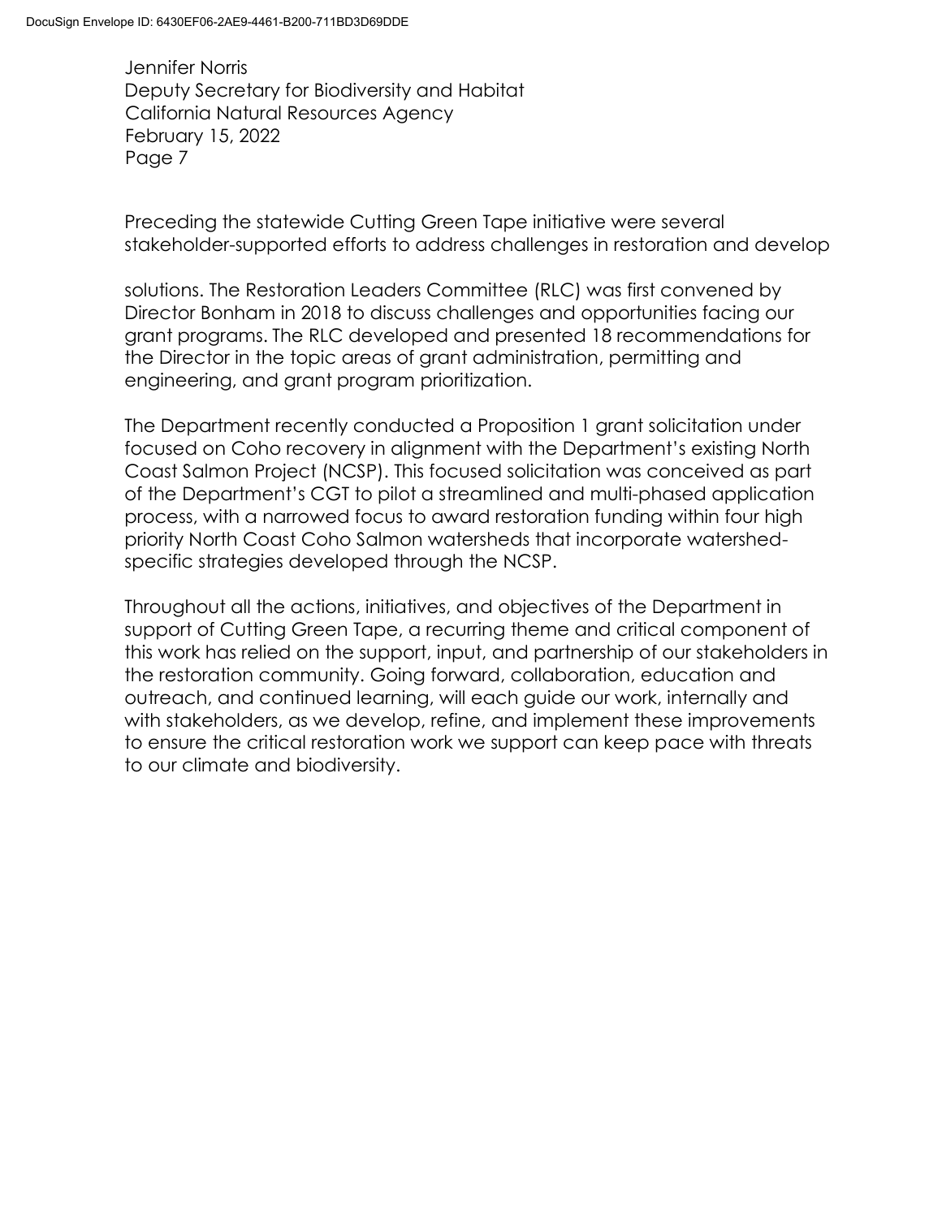Preceding the statewide Cutting Green Tape initiative were several stakeholder-supported efforts to address challenges in restoration and develop

solutions. The Restoration Leaders Committee (RLC) was first convened by Director Bonham in 2018 to discuss challenges and opportunities facing our grant programs. The RLC developed and presented 18 recommendations for the Director in the topic areas of grant administration, permitting and engineering, and grant program prioritization.

The Department recently conducted a Proposition 1 grant solicitation under focused on Coho recovery in alignment with the Department's existing North Coast Salmon Project (NCSP). This focused solicitation was conceived as part of the Department's CGT to pilot a streamlined and multi-phased application process, with a narrowed focus to award restoration funding within four high priority North Coast Coho Salmon watersheds that incorporate watershed-specific strategies developed through the NCSP.

Throughout all the actions, initiatives, and objectives of the Department in support of Cutting Green Tape, a recurring theme and critical component of this work has relied on the support, input, and partnership of our stakeholders in the restoration community. Going forward, collaboration, education and outreach, and continued learning, will each guide our work, internally and with stakeholders, as we develop, refine, and implement these improvements to ensure the critical restoration work we support can keep pace with threats to our climate and biodiversity.